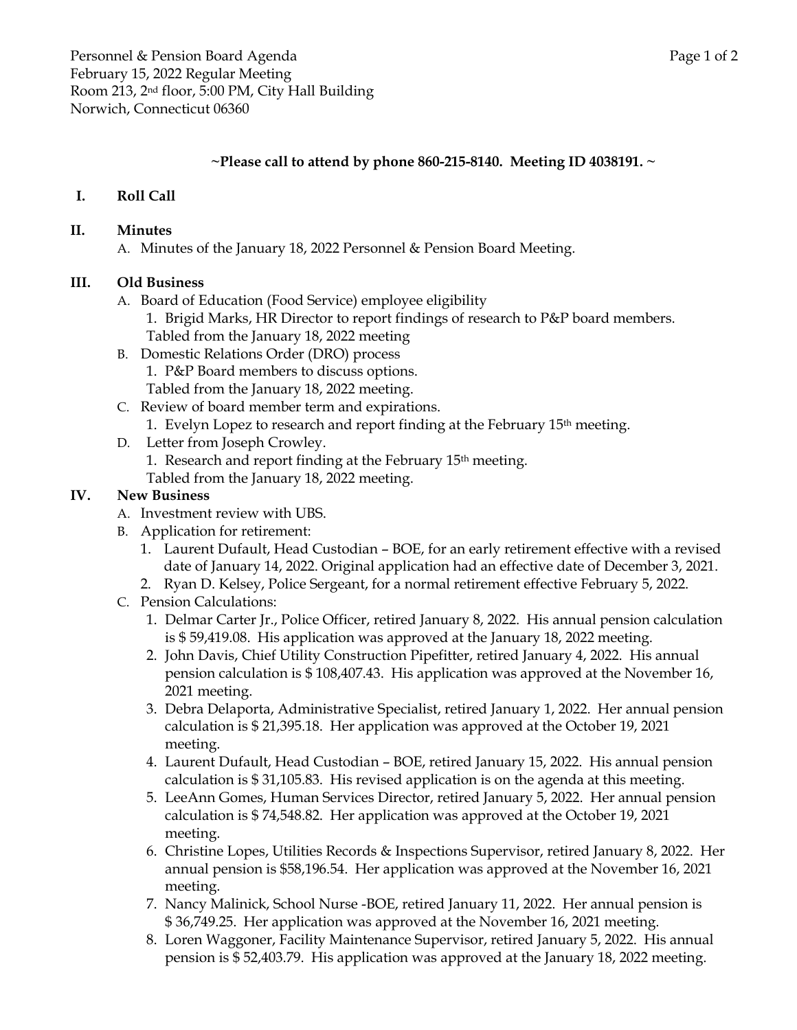Personnel & Pension Board Agenda
February 15, 2022 Regular Meeting
Room 213, 2nd floor, 5:00 PM, City Hall Building
Norwich, Connecticut 06360

**~Please call to attend by phone 860-215-8140. Meeting ID 4038191. ~**

## I. Roll Call

## II. Minutes

A. Minutes of the January 18, 2022 Personnel & Pension Board Meeting.

## III. Old Business

A. Board of Education (Food Service) employee eligibility
   1. Brigid Marks, HR Director to report findings of research to P&P board members.
   Tabled from the January 18, 2022 meeting

B. Domestic Relations Order (DRO) process
   1. P&P Board members to discuss options.
   Tabled from the January 18, 2022 meeting.

C. Review of board member term and expirations.
   1. Evelyn Lopez to research and report finding at the February 15th meeting.

D. Letter from Joseph Crowley.
   1. Research and report finding at the February 15th meeting.
   Tabled from the January 18, 2022 meeting.

## IV. New Business

A. Investment review with UBS.

B. Application for retirement:
   1. Laurent Dufault, Head Custodian – BOE, for an early retirement effective with a revised date of January 14, 2022. Original application had an effective date of December 3, 2021.
   2. Ryan D. Kelsey, Police Sergeant, for a normal retirement effective February 5, 2022.

C. Pension Calculations:
   1. Delmar Carter Jr., Police Officer, retired January 8, 2022. His annual pension calculation is $ 59,419.08. His application was approved at the January 18, 2022 meeting.
   2. John Davis, Chief Utility Construction Pipefitter, retired January 4, 2022. His annual pension calculation is $ 108,407.43. His application was approved at the November 16, 2021 meeting.
   3. Debra Delaporta, Administrative Specialist, retired January 1, 2022. Her annual pension calculation is $ 21,395.18. Her application was approved at the October 19, 2021 meeting.
   4. Laurent Dufault, Head Custodian – BOE, retired January 15, 2022. His annual pension calculation is $ 31,105.83. His revised application is on the agenda at this meeting.
   5. LeeAnn Gomes, Human Services Director, retired January 5, 2022. Her annual pension calculation is $ 74,548.82. Her application was approved at the October 19, 2021 meeting.
   6. Christine Lopes, Utilities Records & Inspections Supervisor, retired January 8, 2022. Her annual pension is $58,196.54. Her application was approved at the November 16, 2021 meeting.
   7. Nancy Malinick, School Nurse -BOE, retired January 11, 2022. Her annual pension is $ 36,749.25. Her application was approved at the November 16, 2021 meeting.
   8. Loren Waggoner, Facility Maintenance Supervisor, retired January 5, 2022. His annual pension is $ 52,403.79. His application was approved at the January 18, 2022 meeting.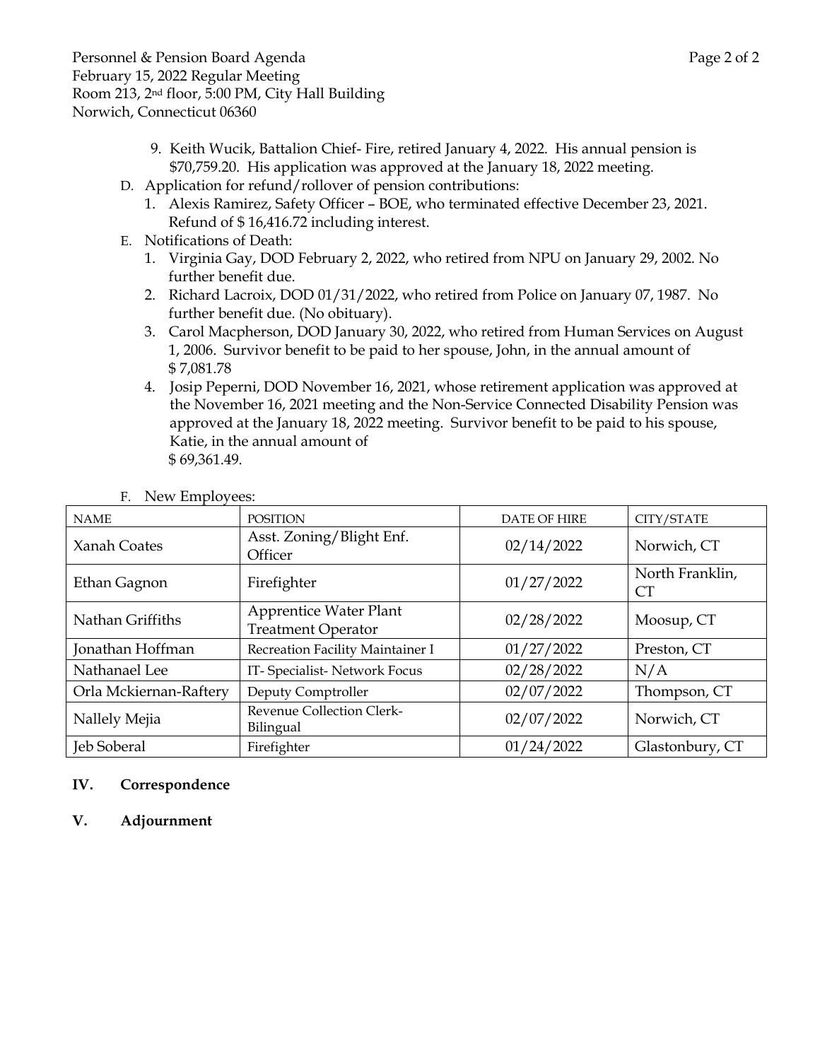9. Keith Wucik, Battalion Chief- Fire, retired January 4, 2022. His annual pension is $70,759.20. His application was approved at the January 18, 2022 meeting.

D. Application for refund/rollover of pension contributions:
   1. Alexis Ramirez, Safety Officer – BOE, who terminated effective December 23, 2021. Refund of $ 16,416.72 including interest.

E. Notifications of Death:
   1. Virginia Gay, DOD February 2, 2022, who retired from NPU on January 29, 2002. No further benefit due.
   2. Richard Lacroix, DOD 01/31/2022, who retired from Police on January 07, 1987. No further benefit due. (No obituary).
   3. Carol Macpherson, DOD January 30, 2022, who retired from Human Services on August 1, 2006. Survivor benefit to be paid to her spouse, John, in the annual amount of $ 7,081.78
   4. Josip Peperni, DOD November 16, 2021, whose retirement application was approved at the November 16, 2021 meeting and the Non-Service Connected Disability Pension was approved at the January 18, 2022 meeting. Survivor benefit to be paid to his spouse, Katie, in the annual amount of $ 69,361.49.

F. New Employees:

| NAME | POSITION | DATE OF HIRE | CITY/STATE |
|---|---|---|---|
| Xanah Coates | Asst. Zoning/Blight Enf. Officer | 02/14/2022 | Norwich, CT |
| Ethan Gagnon | Firefighter | 01/27/2022 | North Franklin, CT |
| Nathan Griffiths | Apprentice Water Plant Treatment Operator | 02/28/2022 | Moosup, CT |
| Jonathan Hoffman | Recreation Facility Maintainer I | 01/27/2022 | Preston, CT |
| Nathanael Lee | IT- Specialist- Network Focus | 02/28/2022 | N/A |
| Orla Mckiernan-Raftery | Deputy Comptroller | 02/07/2022 | Thompson, CT |
| Nallely Mejia | Revenue Collection Clerk-Bilingual | 02/07/2022 | Norwich, CT |
| Jeb Soberal | Firefighter | 01/24/2022 | Glastonbury, CT |

## IV. Correspondence

## V. Adjournment